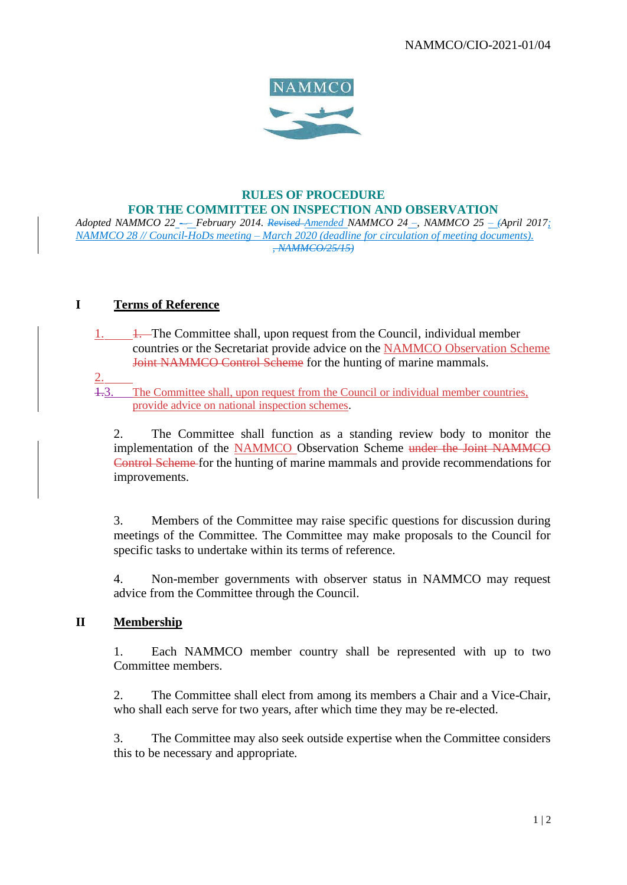NAMMCO/CIO-2021-01/04

NAMMCO

## RULES OF PROCEDURE
## FOR THE COMMITTEE ON INSPECTION AND OBSERVATION

*Adopted NAMMCO 22 – February 2014. ~~Revised~~ Amended NAMMCO 24 –, NAMMCO 25 – (April 2017; NAMMCO 28 // Council-HoDs meeting – March 2020 (deadline for circulation of meeting documents). ~~, NAMMCO/25/15)~~*

### I Terms of Reference

1. ~~1.~~ The Committee shall, upon request from the Council, individual member countries or the Secretariat provide advice on the NAMMCO Observation Scheme ~~Joint NAMMCO Control Scheme~~ for the hunting of marine mammals.

2.

~~1.~~3. The Committee shall, upon request from the Council or individual member countries, provide advice on national inspection schemes.

2. The Committee shall function as a standing review body to monitor the implementation of the NAMMCO Observation Scheme ~~under the Joint NAMMCO Control Scheme~~ for the hunting of marine mammals and provide recommendations for improvements.

3. Members of the Committee may raise specific questions for discussion during meetings of the Committee. The Committee may make proposals to the Council for specific tasks to undertake within its terms of reference.

4. Non-member governments with observer status in NAMMCO may request advice from the Committee through the Council.

### II Membership

1. Each NAMMCO member country shall be represented with up to two Committee members.

2. The Committee shall elect from among its members a Chair and a Vice-Chair, who shall each serve for two years, after which time they may be re-elected.

3. The Committee may also seek outside expertise when the Committee considers this to be necessary and appropriate.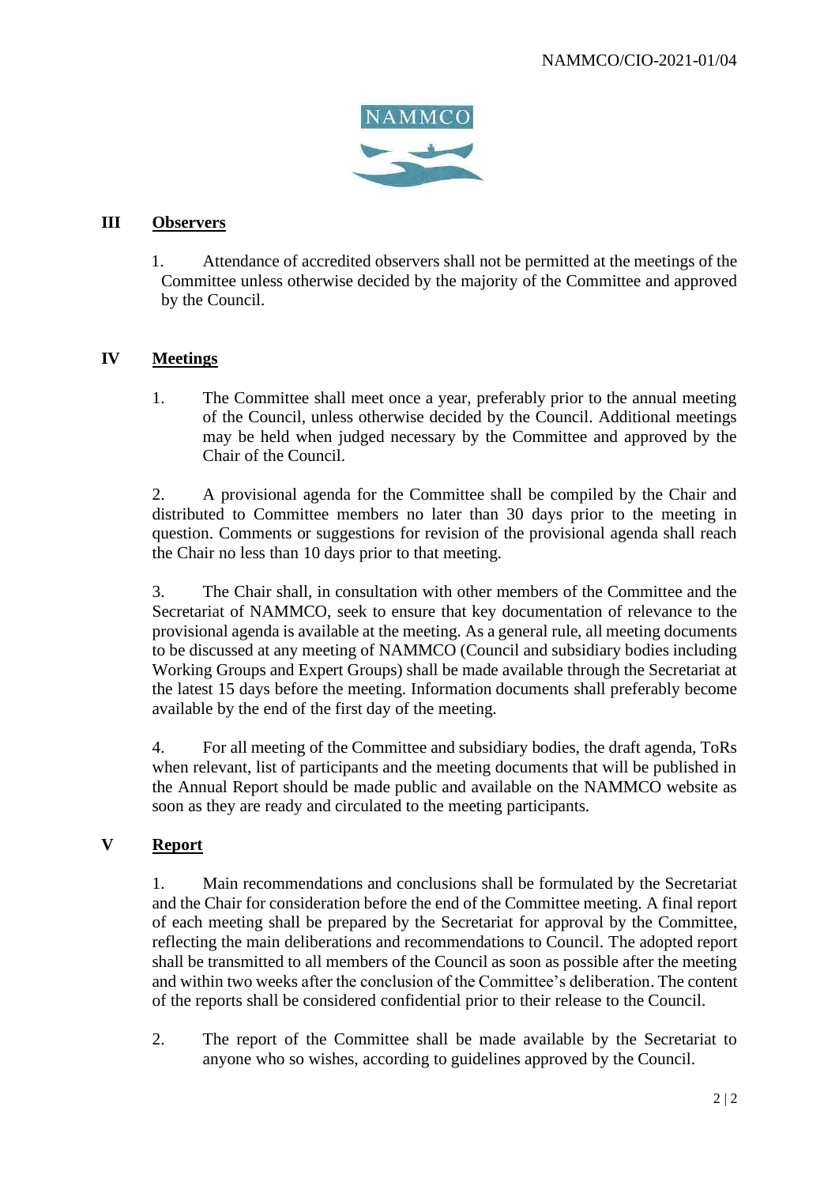## III Observers

1. Attendance of accredited observers shall not be permitted at the meetings of the Committee unless otherwise decided by the majority of the Committee and approved by the Council.

## IV Meetings

1. The Committee shall meet once a year, preferably prior to the annual meeting of the Council, unless otherwise decided by the Council. Additional meetings may be held when judged necessary by the Committee and approved by the Chair of the Council.

2. A provisional agenda for the Committee shall be compiled by the Chair and distributed to Committee members no later than 30 days prior to the meeting in question. Comments or suggestions for revision of the provisional agenda shall reach the Chair no less than 10 days prior to that meeting.

3. The Chair shall, in consultation with other members of the Committee and the Secretariat of NAMMCO, seek to ensure that key documentation of relevance to the provisional agenda is available at the meeting. As a general rule, all meeting documents to be discussed at any meeting of NAMMCO (Council and subsidiary bodies including Working Groups and Expert Groups) shall be made available through the Secretariat at the latest 15 days before the meeting. Information documents shall preferably become available by the end of the first day of the meeting.

4. For all meeting of the Committee and subsidiary bodies, the draft agenda, ToRs when relevant, list of participants and the meeting documents that will be published in the Annual Report should be made public and available on the NAMMCO website as soon as they are ready and circulated to the meeting participants.

## V Report

1. Main recommendations and conclusions shall be formulated by the Secretariat and the Chair for consideration before the end of the Committee meeting. A final report of each meeting shall be prepared by the Secretariat for approval by the Committee, reflecting the main deliberations and recommendations to Council. The adopted report shall be transmitted to all members of the Council as soon as possible after the meeting and within two weeks after the conclusion of the Committee's deliberation. The content of the reports shall be considered confidential prior to their release to the Council.

2. The report of the Committee shall be made available by the Secretariat to anyone who so wishes, according to guidelines approved by the Council.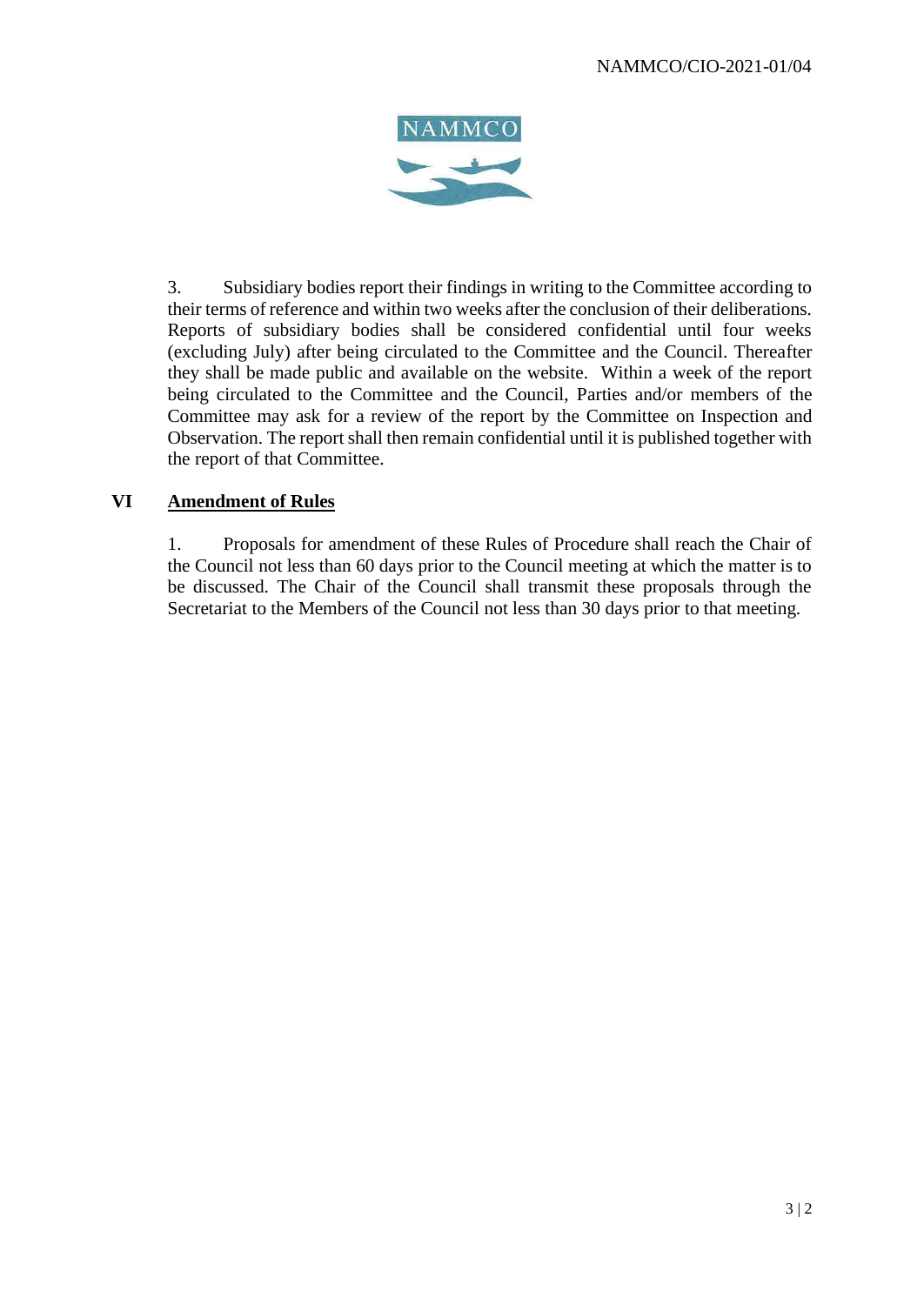3. Subsidiary bodies report their findings in writing to the Committee according to their terms of reference and within two weeks after the conclusion of their deliberations. Reports of subsidiary bodies shall be considered confidential until four weeks (excluding July) after being circulated to the Committee and the Council. Thereafter they shall be made public and available on the website. Within a week of the report being circulated to the Committee and the Council, Parties and/or members of the Committee may ask for a review of the report by the Committee on Inspection and Observation. The report shall then remain confidential until it is published together with the report of that Committee.

## VI Amendment of Rules

1. Proposals for amendment of these Rules of Procedure shall reach the Chair of the Council not less than 60 days prior to the Council meeting at which the matter is to be discussed. The Chair of the Council shall transmit these proposals through the Secretariat to the Members of the Council not less than 30 days prior to that meeting.